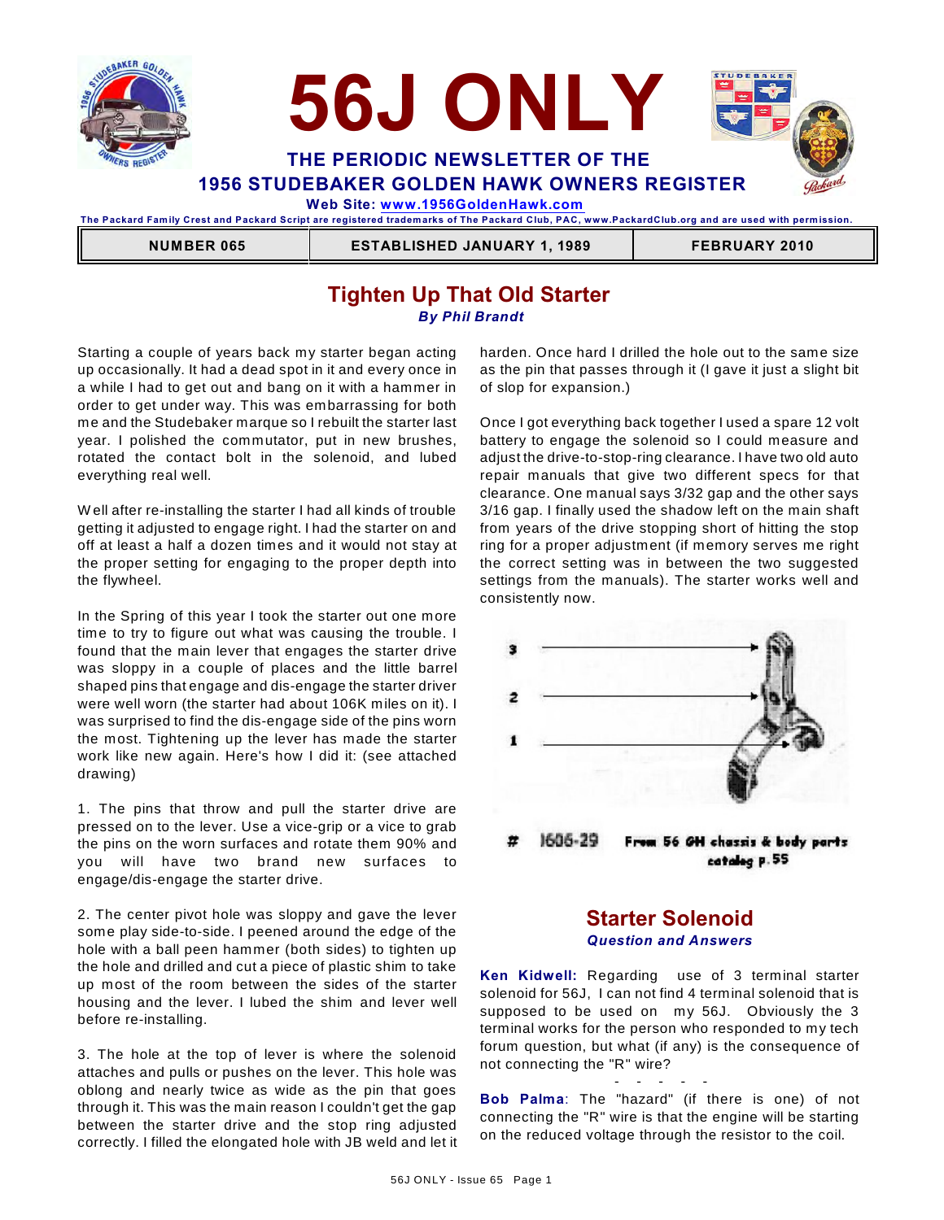# 56J ONLY

## THE PERIODIC NEWSLETTER OF THE 1956 STUDEBAKER GOLDEN HAWK OWNERS REGISTER

**Web Site: www.1956GoldenHawk.com**

The Packard Family Crest and Packard Script are registered trademarks of The Packard Club, PAC, www.PackardClub.org and are used with permission.

| NUMBER 065 | ESTABLISHED JANUARY 1, 1989 | FEBRUARY 2010 |
|---|---|---|

## Tighten Up That Old Starter

***By Phil Brandt***

Starting a couple of years back my starter began acting up occasionally. It had a dead spot in it and every once in a while I had to get out and bang on it with a hammer in order to get under way. This was embarrassing for both me and the Studebaker marque so I rebuilt the starter last year. I polished the commutator, put in new brushes, rotated the contact bolt in the solenoid, and lubed everything real well.

Well after re-installing the starter I had all kinds of trouble getting it adjusted to engage right. I had the starter on and off at least a half a dozen times and it would not stay at the proper setting for engaging to the proper depth into the flywheel.

In the Spring of this year I took the starter out one more time to try to figure out what was causing the trouble. I found that the main lever that engages the starter drive was sloppy in a couple of places and the little barrel shaped pins that engage and dis-engage the starter driver were well worn (the starter had about 106K miles on it). I was surprised to find the dis-engage side of the pins worn the most. Tightening up the lever has made the starter work like new again. Here's how I did it: (see attached drawing)

1. The pins that throw and pull the starter drive are pressed on to the lever. Use a vice-grip or a vice to grab the pins on the worn surfaces and rotate them 90% and you will have two brand new surfaces to engage/dis-engage the starter drive.

2. The center pivot hole was sloppy and gave the lever some play side-to-side. I peened around the edge of the hole with a ball peen hammer (both sides) to tighten up the hole and drilled and cut a piece of plastic shim to take up most of the room between the sides of the starter housing and the lever. I lubed the shim and lever well before re-installing.

3. The hole at the top of lever is where the solenoid attaches and pulls or pushes on the lever. This hole was oblong and nearly twice as wide as the pin that goes through it. This was the main reason I couldn't get the gap between the starter drive and the stop ring adjusted correctly. I filled the elongated hole with JB weld and let it harden. Once hard I drilled the hole out to the same size as the pin that passes through it (I gave it just a slight bit of slop for expansion.)

Once I got everything back together I used a spare 12 volt battery to engage the solenoid so I could measure and adjust the drive-to-stop-ring clearance. I have two old auto repair manuals that give two different specs for that clearance. One manual says 3/32 gap and the other says 3/16 gap. I finally used the shadow left on the main shaft from years of the drive stopping short of hitting the stop ring for a proper adjustment (if memory serves me right the correct setting was in between the two suggested settings from the manuals). The starter works well and consistently now.

3
2
1

# 1606-29 From 56 GH chassis & body parts catalog p. 55

## Starter Solenoid

***Question and Answers***

**Ken Kidwell:** Regarding use of 3 terminal starter solenoid for 56J, I can not find 4 terminal solenoid that is supposed to be used on my 56J. Obviously the 3 terminal works for the person who responded to my tech forum question, but what (if any) is the consequence of not connecting the "R" wire?

\- - - - -

**Bob Palma**: The "hazard" (if there is one) of not connecting the "R" wire is that the engine will be starting on the reduced voltage through the resistor to the coil.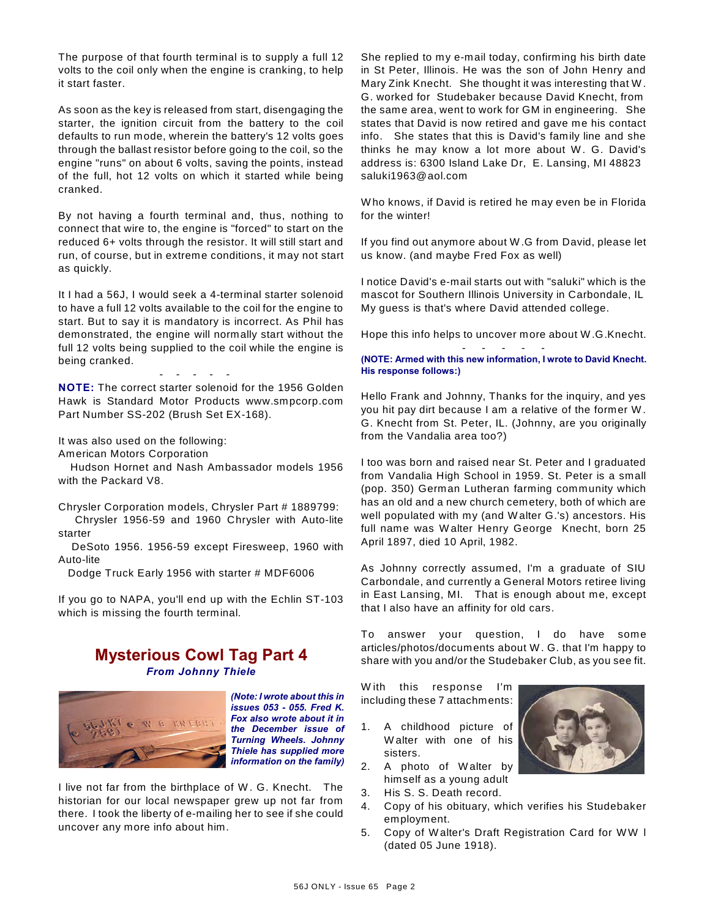The purpose of that fourth terminal is to supply a full 12 volts to the coil only when the engine is cranking, to help it start faster.

As soon as the key is released from start, disengaging the starter, the ignition circuit from the battery to the coil defaults to run mode, wherein the battery's 12 volts goes through the ballast resistor before going to the coil, so the engine "runs" on about 6 volts, saving the points, instead of the full, hot 12 volts on which it started while being cranked.

By not having a fourth terminal and, thus, nothing to connect that wire to, the engine is "forced" to start on the reduced 6+ volts through the resistor. It will still start and run, of course, but in extreme conditions, it may not start as quickly.

It I had a 56J, I would seek a 4-terminal starter solenoid to have a full 12 volts available to the coil for the engine to start. But to say it is mandatory is incorrect. As Phil has demonstrated, the engine will normally start without the full 12 volts being supplied to the coil while the engine is being cranked.

\- - - - -

**NOTE:** The correct starter solenoid for the 1956 Golden Hawk is Standard Motor Products www.smpcorp.com Part Number SS-202 (Brush Set EX-168).

It was also used on the following:
American Motors Corporation
Hudson Hornet and Nash Ambassador models 1956 with the Packard V8.

Chrysler Corporation models, Chrysler Part # 1889799:
Chrysler 1956-59 and 1960 Chrysler with Auto-lite starter
DeSoto 1956. 1956-59 except Firesweep, 1960 with Auto-lite
Dodge Truck Early 1956 with starter # MDF6006

If you go to NAPA, you'll end up with the Echlin ST-103 which is missing the fourth terminal.

## Mysterious Cowl Tag Part 4

***From Johnny Thiele***

***(Note: I wrote about this in issues 053 - 055. Fred K. Fox also wrote about it in the December issue of Turning Wheels. Johnny Thiele has supplied more information on the family)***

I live not far from the birthplace of W. G. Knecht. The historian for our local newspaper grew up not far from there. I took the liberty of e-mailing her to see if she could uncover any more info about him.

She replied to my e-mail today, confirming his birth date in St Peter, Illinois. He was the son of John Henry and Mary Zink Knecht. She thought it was interesting that W. G. worked for Studebaker because David Knecht, from the same area, went to work for GM in engineering. She states that David is now retired and gave me his contact info. She states that this is David's family line and she thinks he may know a lot more about W. G. David's address is: 6300 Island Lake Dr, E. Lansing, MI 48823 saluki1963@aol.com

Who knows, if David is retired he may even be in Florida for the winter!

If you find out anymore about W.G from David, please let us know. (and maybe Fred Fox as well)

I notice David's e-mail starts out with "saluki" which is the mascot for Southern Illinois University in Carbondale, IL My guess is that's where David attended college.

Hope this info helps to uncover more about W.G.Knecht.

\- - - - -

**(NOTE: Armed with this new information, I wrote to David Knecht. His response follows:)**

Hello Frank and Johnny, Thanks for the inquiry, and yes you hit pay dirt because I am a relative of the former W. G. Knecht from St. Peter, IL. (Johnny, are you originally from the Vandalia area too?)

I too was born and raised near St. Peter and I graduated from Vandalia High School in 1959. St. Peter is a small (pop. 350) German Lutheran farming community which has an old and a new church cemetery, both of which are well populated with my (and Walter G.'s) ancestors. His full name was Walter Henry George Knecht, born 25 April 1897, died 10 April, 1982.

As Johnny correctly assumed, I'm a graduate of SIU Carbondale, and currently a General Motors retiree living in East Lansing, MI. That is enough about me, except that I also have an affinity for old cars.

To answer your question, I do have some articles/photos/documents about W. G. that I'm happy to share with you and/or the Studebaker Club, as you see fit.

With this response I'm including these 7 attachments:

1. A childhood picture of Walter with one of his sisters.
2. A photo of Walter by himself as a young adult
3. His S. S. Death record.
4. Copy of his obituary, which verifies his Studebaker employment.
5. Copy of Walter's Draft Registration Card for WW I (dated 05 June 1918).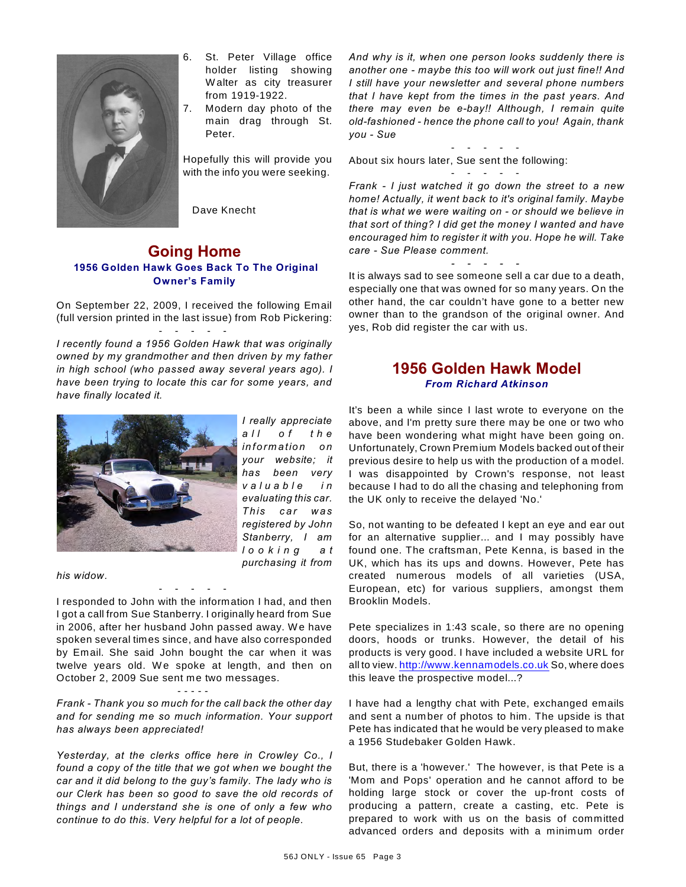6. St. Peter Village office holder listing showing Walter as city treasurer from 1919-1922.
7. Modern day photo of the main drag through St. Peter.

Hopefully this will provide you with the info you were seeking.

Dave Knecht

## Going Home

### 1956 Golden Hawk Goes Back To The Original Owner's Family

On September 22, 2009, I received the following Email (full version printed in the last issue) from Rob Pickering:

\- - - - -

*I recently found a 1956 Golden Hawk that was originally owned by my grandmother and then driven by my father in high school (who passed away several years ago). I have been trying to locate this car for some years, and have finally located it.*

*I really appreciate all of the information on your website; it has been very valuable in evaluating this car. This car was registered by John Stanberry, I am looking at purchasing it from his widow.*

\- - - - -

I responded to John with the information I had, and then I got a call from Sue Stanberry. I originally heard from Sue in 2006, after her husband John passed away. We have spoken several times since, and have also corresponded by Email. She said John bought the car when it was twelve years old. We spoke at length, and then on October 2, 2009 Sue sent me two messages.

\- - - - -

*Frank - Thank you so much for the call back the other day and for sending me so much information. Your support has always been appreciated!*

*Yesterday, at the clerks office here in Crowley Co., I found a copy of the title that we got when we bought the car and it did belong to the guy's family. The lady who is our Clerk has been so good to save the old records of things and I understand she is one of only a few who continue to do this. Very helpful for a lot of people.*

*And why is it, when one person looks suddenly there is another one - maybe this too will work out just fine!! And I still have your newsletter and several phone numbers that I have kept from the times in the past years. And there may even be e-bay!! Although, I remain quite old-fashioned - hence the phone call to you! Again, thank you - Sue*

\- - - - -

About six hours later, Sue sent the following:

\- - - - -

*Frank - I just watched it go down the street to a new home! Actually, it went back to it's original family. Maybe that is what we were waiting on - or should we believe in that sort of thing? I did get the money I wanted and have encouraged him to register it with you. Hope he will. Take care - Sue Please comment.*

\- - - - -

It is always sad to see someone sell a car due to a death, especially one that was owned for so many years. On the other hand, the car couldn't have gone to a better new owner than to the grandson of the original owner. And yes, Rob did register the car with us.

## 1956 Golden Hawk Model

### *From Richard Atkinson*

It's been a while since I last wrote to everyone on the above, and I'm pretty sure there may be one or two who have been wondering what might have been going on. Unfortunately, Crown Premium Models backed out of their previous desire to help us with the production of a model. I was disappointed by Crown's response, not least because I had to do all the chasing and telephoning from the UK only to receive the delayed 'No.'

So, not wanting to be defeated I kept an eye and ear out for an alternative supplier... and I may possibly have found one. The craftsman, Pete Kenna, is based in the UK, which has its ups and downs. However, Pete has created numerous models of all varieties (USA, European, etc) for various suppliers, amongst them Brooklin Models.

Pete specializes in 1:43 scale, so there are no opening doors, hoods or trunks. However, the detail of his products is very good. I have included a website URL for all to view. http://www.kennamodels.co.uk So, where does this leave the prospective model...?

I have had a lengthy chat with Pete, exchanged emails and sent a number of photos to him. The upside is that Pete has indicated that he would be very pleased to make a 1956 Studebaker Golden Hawk.

But, there is a 'however.' The however, is that Pete is a 'Mom and Pops' operation and he cannot afford to be holding large stock or cover the up-front costs of producing a pattern, create a casting, etc. Pete is prepared to work with us on the basis of committed advanced orders and deposits with a minimum order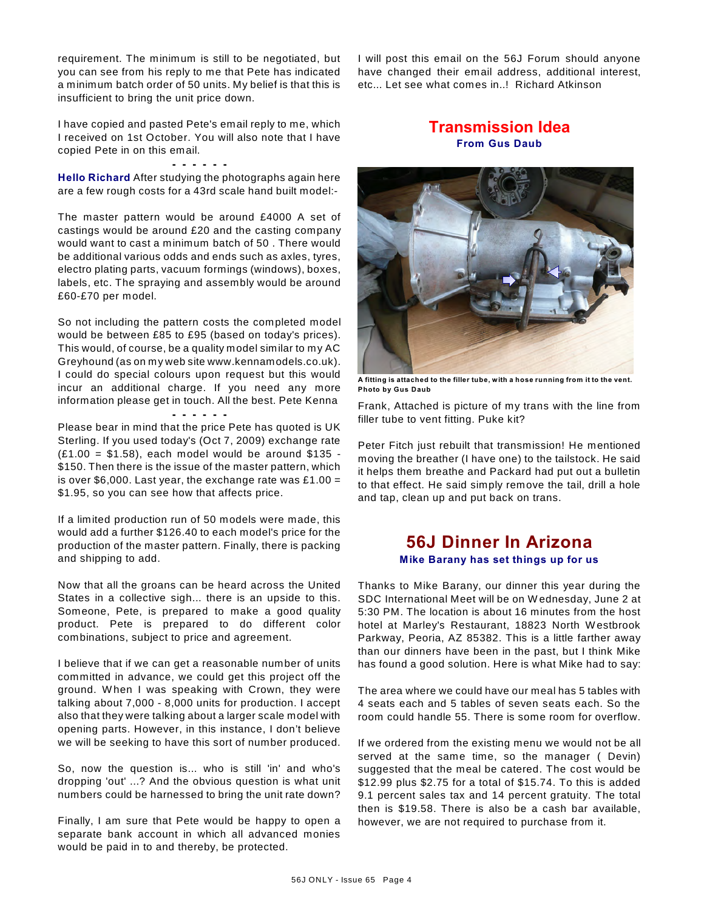requirement. The minimum is still to be negotiated, but you can see from his reply to me that Pete has indicated a minimum batch order of 50 units. My belief is that this is insufficient to bring the unit price down.

I have copied and pasted Pete's email reply to me, which I received on 1st October. You will also note that I have copied Pete in on this email.

\- - - - - -

**Hello Richard** After studying the photographs again here are a few rough costs for a 43rd scale hand built model:-

The master pattern would be around £4000 A set of castings would be around £20 and the casting company would want to cast a minimum batch of 50 . There would be additional various odds and ends such as axles, tyres, electro plating parts, vacuum formings (windows), boxes, labels, etc. The spraying and assembly would be around £60-£70 per model.

So not including the pattern costs the completed model would be between £85 to £95 (based on today's prices). This would, of course, be a quality model similar to my AC Greyhound (as on my web site www.kennamodels.co.uk). I could do special colours upon request but this would incur an additional charge. If you need any more information please get in touch. All the best. Pete Kenna

\- - - - - -

Please bear in mind that the price Pete has quoted is UK Sterling. If you used today's (Oct 7, 2009) exchange rate (£1.00 = $1.58), each model would be around $135 - $150. Then there is the issue of the master pattern, which is over $6,000. Last year, the exchange rate was £1.00 = $1.95, so you can see how that affects price.

If a limited production run of 50 models were made, this would add a further $126.40 to each model's price for the production of the master pattern. Finally, there is packing and shipping to add.

Now that all the groans can be heard across the United States in a collective sigh... there is an upside to this. Someone, Pete, is prepared to make a good quality product. Pete is prepared to do different color combinations, subject to price and agreement.

I believe that if we can get a reasonable number of units committed in advance, we could get this project off the ground. When I was speaking with Crown, they were talking about 7,000 - 8,000 units for production. I accept also that they were talking about a larger scale model with opening parts. However, in this instance, I don't believe we will be seeking to have this sort of number produced.

So, now the question is... who is still 'in' and who's dropping 'out' ...? And the obvious question is what unit numbers could be harnessed to bring the unit rate down?

Finally, I am sure that Pete would be happy to open a separate bank account in which all advanced monies would be paid in to and thereby, be protected.

I will post this email on the 56J Forum should anyone have changed their email address, additional interest, etc... Let see what comes in..! Richard Atkinson

## Transmission Idea

**From Gus Daub**

**A fitting is attached to the filler tube, with a hose running from it to the vent. Photo by Gus Daub**

Frank, Attached is picture of my trans with the line from filler tube to vent fitting. Puke kit?

Peter Fitch just rebuilt that transmission! He mentioned moving the breather (I have one) to the tailstock. He said it helps them breathe and Packard had put out a bulletin to that effect. He said simply remove the tail, drill a hole and tap, clean up and put back on trans.

## 56J Dinner In Arizona

**Mike Barany has set things up for us**

Thanks to Mike Barany, our dinner this year during the SDC International Meet will be on Wednesday, June 2 at 5:30 PM. The location is about 16 minutes from the host hotel at Marley's Restaurant, 18823 North Westbrook Parkway, Peoria, AZ 85382. This is a little farther away than our dinners have been in the past, but I think Mike has found a good solution. Here is what Mike had to say:

The area where we could have our meal has 5 tables with 4 seats each and 5 tables of seven seats each. So the room could handle 55. There is some room for overflow.

If we ordered from the existing menu we would not be all served at the same time, so the manager ( Devin) suggested that the meal be catered. The cost would be $12.99 plus $2.75 for a total of $15.74. To this is added 9.1 percent sales tax and 14 percent gratuity. The total then is $19.58. There is also be a cash bar available, however, we are not required to purchase from it.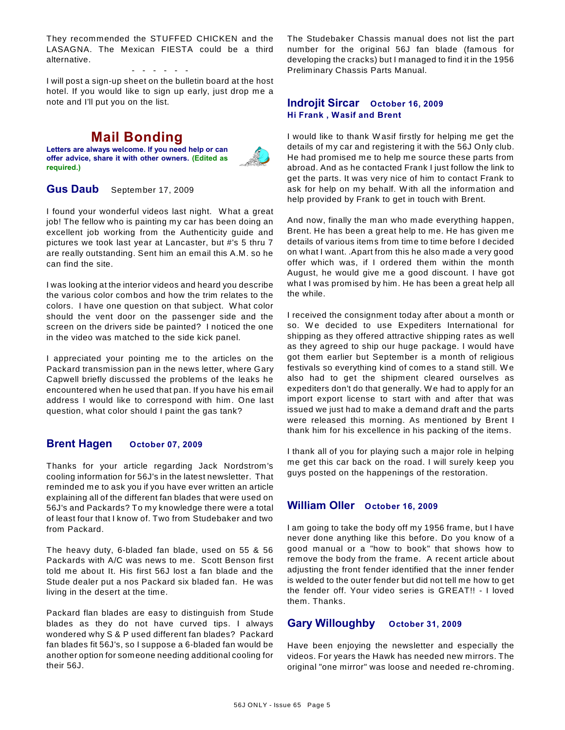They recommended the STUFFED CHICKEN and the LASAGNA. The Mexican FIESTA could be a third alternative.

\- - - - - -

I will post a sign-up sheet on the bulletin board at the host hotel. If you would like to sign up early, just drop me a note and I'll put you on the list.

# Mail Bonding

**Letters are always welcome. If you need help or can offer advice, share it with other owners. (Edited as required.)**

## Gus Daub   September 17, 2009

I found your wonderful videos last night. What a great job! The fellow who is painting my car has been doing an excellent job working from the Authenticity guide and pictures we took last year at Lancaster, but #'s 5 thru 7 are really outstanding. Sent him an email this A.M. so he can find the site.

I was looking at the interior videos and heard you describe the various color combos and how the trim relates to the colors. I have one question on that subject. What color should the vent door on the passenger side and the screen on the drivers side be painted? I noticed the one in the video was matched to the side kick panel.

I appreciated your pointing me to the articles on the Packard transmission pan in the news letter, where Gary Capwell briefly discussed the problems of the leaks he encountered when he used that pan. If you have his email address I would like to correspond with him. One last question, what color should I paint the gas tank?

## Brent Hagen   October 07, 2009

Thanks for your article regarding Jack Nordstrom's cooling information for 56J's in the latest newsletter. That reminded me to ask you if you have ever written an article explaining all of the different fan blades that were used on 56J's and Packards? To my knowledge there were a total of least four that I know of. Two from Studebaker and two from Packard.

The heavy duty, 6-bladed fan blade, used on 55 & 56 Packards with A/C was news to me. Scott Benson first told me about It. His first 56J lost a fan blade and the Stude dealer put a nos Packard six bladed fan. He was living in the desert at the time.

Packard flan blades are easy to distinguish from Stude blades as they do not have curved tips. I always wondered why S & P used different fan blades? Packard fan blades fit 56J's, so I suppose a 6-bladed fan would be another option for someone needing additional cooling for their 56J.

The Studebaker Chassis manual does not list the part number for the original 56J fan blade (famous for developing the cracks) but I managed to find it in the 1956 Preliminary Chassis Parts Manual.

## Indrojit Sircar   October 16, 2009

**Hi Frank , Wasif and Brent**

I would like to thank Wasif firstly for helping me get the details of my car and registering it with the 56J Only club. He had promised me to help me source these parts from abroad. And as he contacted Frank I just follow the link to get the parts. It was very nice of him to contact Frank to ask for help on my behalf. With all the information and help provided by Frank to get in touch with Brent.

And now, finally the man who made everything happen, Brent. He has been a great help to me. He has given me details of various items from time to time before I decided on what I want. .Apart from this he also made a very good offer which was, if I ordered them within the month August, he would give me a good discount. I have got what I was promised by him. He has been a great help all the while.

I received the consignment today after about a month or so. We decided to use Expediters International for shipping as they offered attractive shipping rates as well as they agreed to ship our huge package. I would have got them earlier but September is a month of religious festivals so everything kind of comes to a stand still. We also had to get the shipment cleared ourselves as expediters don't do that generally. We had to apply for an import export license to start with and after that was issued we just had to make a demand draft and the parts were released this morning. As mentioned by Brent I thank him for his excellence in his packing of the items.

I thank all of you for playing such a major role in helping me get this car back on the road. I will surely keep you guys posted on the happenings of the restoration.

## William Oller   October 16, 2009

I am going to take the body off my 1956 frame, but I have never done anything like this before. Do you know of a good manual or a "how to book" that shows how to remove the body from the frame. A recent article about adjusting the front fender identified that the inner fender is welded to the outer fender but did not tell me how to get the fender off. Your video series is GREAT!! - I loved them. Thanks.

## Gary Willoughby   October 31, 2009

Have been enjoying the newsletter and especially the videos. For years the Hawk has needed new mirrors. The original "one mirror" was loose and needed re-chroming.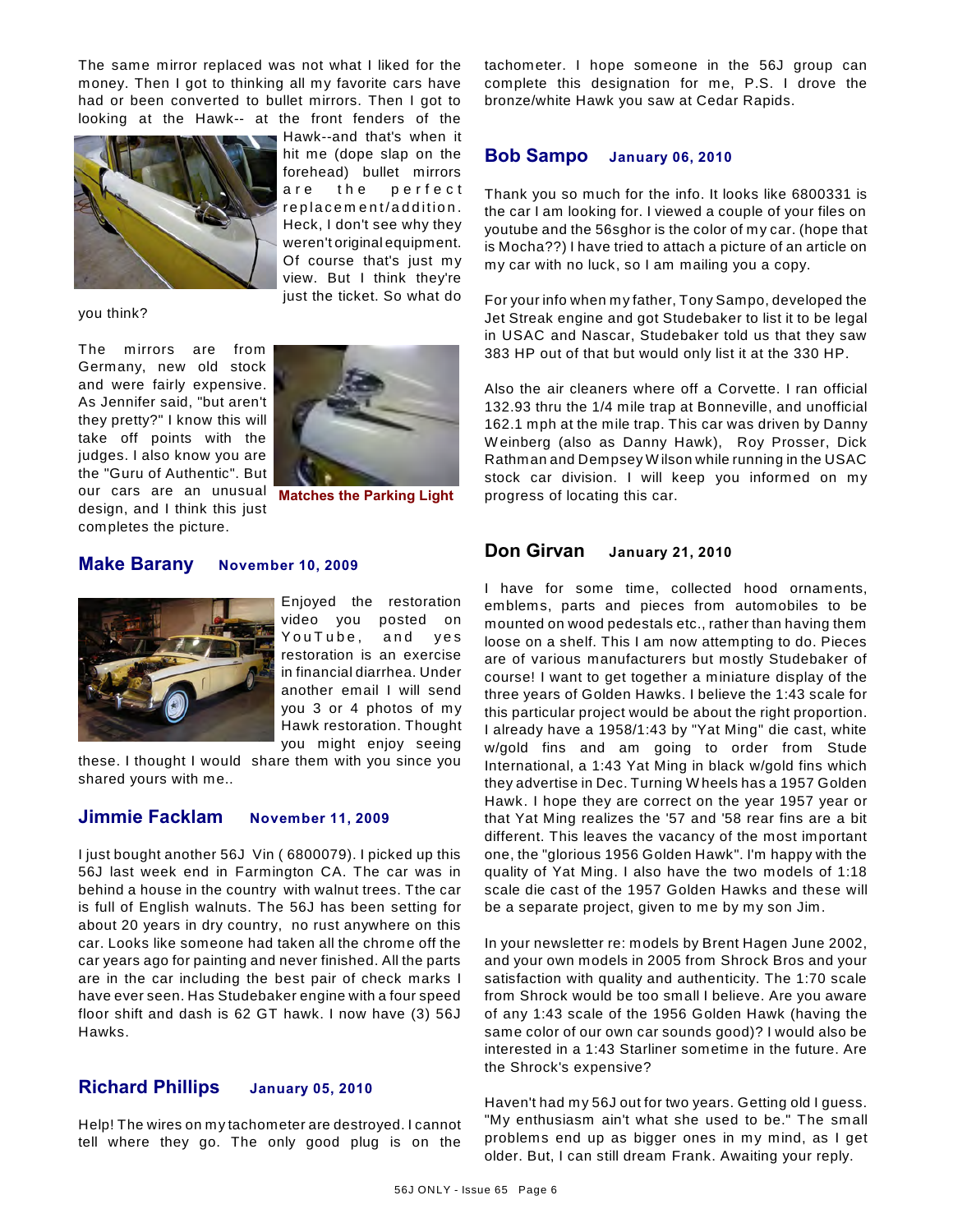The same mirror replaced was not what I liked for the money. Then I got to thinking all my favorite cars have had or been converted to bullet mirrors. Then I got to looking at the Hawk-- at the front fenders of the Hawk--and that's when it hit me (dope slap on the forehead) bullet mirrors are the perfect replacement/addition. Heck, I don't see why they weren't original equipment. Of course that's just my view. But I think they're just the ticket. So what do you think?

The mirrors are from Germany, new old stock and were fairly expensive. As Jennifer said, "but aren't they pretty?" I know this will take off points with the judges. I also know you are the "Guru of Authentic". But our cars are an unusual design, and I think this just completes the picture.

Matches the Parking Light

## Make Barany **November 10, 2009**

Enjoyed the restoration video you posted on YouTube, and yes restoration is an exercise in financial diarrhea. Under another email I will send you 3 or 4 photos of my Hawk restoration. Thought you might enjoy seeing these. I thought I would share them with you since you shared yours with me..

## Jimmie Facklam **November 11, 2009**

I just bought another 56J Vin ( 6800079). I picked up this 56J last week end in Farmington CA. The car was in behind a house in the country with walnut trees. Tthe car is full of English walnuts. The 56J has been setting for about 20 years in dry country, no rust anywhere on this car. Looks like someone had taken all the chrome off the car years ago for painting and never finished. All the parts are in the car including the best pair of check marks I have ever seen. Has Studebaker engine with a four speed floor shift and dash is 62 GT hawk. I now have (3) 56J Hawks.

## Richard Phillips **January 05, 2010**

Help! The wires on my tachometer are destroyed. I cannot tell where they go. The only good plug is on the tachometer. I hope someone in the 56J group can complete this designation for me, P.S. I drove the bronze/white Hawk you saw at Cedar Rapids.

## Bob Sampo **January 06, 2010**

Thank you so much for the info. It looks like 6800331 is the car I am looking for. I viewed a couple of your files on youtube and the 56sghor is the color of my car. (hope that is Mocha??) I have tried to attach a picture of an article on my car with no luck, so I am mailing you a copy.

For your info when my father, Tony Sampo, developed the Jet Streak engine and got Studebaker to list it to be legal in USAC and Nascar, Studebaker told us that they saw 383 HP out of that but would only list it at the 330 HP.

Also the air cleaners where off a Corvette. I ran official 132.93 thru the 1/4 mile trap at Bonneville, and unofficial 162.1 mph at the mile trap. This car was driven by Danny Weinberg (also as Danny Hawk), Roy Prosser, Dick Rathman and Dempsey Wilson while running in the USAC stock car division. I will keep you informed on my progress of locating this car.

## Don Girvan **January 21, 2010**

I have for some time, collected hood ornaments, emblems, parts and pieces from automobiles to be mounted on wood pedestals etc., rather than having them loose on a shelf. This I am now attempting to do. Pieces are of various manufacturers but mostly Studebaker of course! I want to get together a miniature display of the three years of Golden Hawks. I believe the 1:43 scale for this particular project would be about the right proportion. I already have a 1958/1:43 by "Yat Ming" die cast, white w/gold fins and am going to order from Stude International, a 1:43 Yat Ming in black w/gold fins which they advertise in Dec. Turning Wheels has a 1957 Golden Hawk. I hope they are correct on the year 1957 year or that Yat Ming realizes the '57 and '58 rear fins are a bit different. This leaves the vacancy of the most important one, the "glorious 1956 Golden Hawk". I'm happy with the quality of Yat Ming. I also have the two models of 1:18 scale die cast of the 1957 Golden Hawks and these will be a separate project, given to me by my son Jim.

In your newsletter re: models by Brent Hagen June 2002, and your own models in 2005 from Shrock Bros and your satisfaction with quality and authenticity. The 1:70 scale from Shrock would be too small I believe. Are you aware of any 1:43 scale of the 1956 Golden Hawk (having the same color of our own car sounds good)? I would also be interested in a 1:43 Starliner sometime in the future. Are the Shrock's expensive?

Haven't had my 56J out for two years. Getting old I guess. "My enthusiasm ain't what she used to be." The small problems end up as bigger ones in my mind, as I get older. But, I can still dream Frank. Awaiting your reply.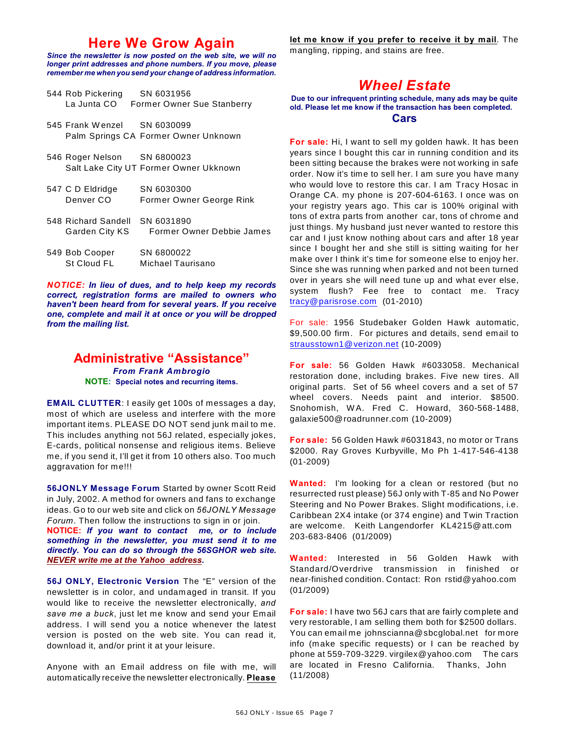## Here We Grow Again

***Since the newsletter is now posted on the web site, we will no longer print addresses and phone numbers. If you move, please remember me when you send your change of address information.***

544 Rob Pickering SN 6031956
La Junta CO Former Owner Sue Stanberry

545 Frank Wenzel SN 6030099
Palm Springs CA Former Owner Unknown

546 Roger Nelson SN 6800023
Salt Lake City UT Former Owner Ukknown

547 C D Eldridge SN 6030300
Denver CO Former Owner George Rink

548 Richard Sandell SN 6031890
Garden City KS Former Owner Debbie James

549 Bob Cooper SN 6800022
St Cloud FL Michael Taurisano

***NOTICE:*** ***In lieu of dues, and to help keep my records correct, registration forms are mailed to owners who haven't been heard from for several years. If you receive one, complete and mail it at once or you will be dropped from the mailing list.***

## Administrative "Assistance"

***From Frank Ambrogio***

**NOTE: Special notes and recurring items.**

**EMAIL CLUTTER**: I easily get 100s of messages a day, most of which are useless and interfere with the more important items. PLEASE DO NOT send junk mail to me. This includes anything not 56J related, especially jokes, E-cards, political nonsense and religious items. Believe me, if you send it, I'll get it from 10 others also. Too much aggravation for me!!!

**56JONLY Message Forum** Started by owner Scott Reid in July, 2002. A method for owners and fans to exchange ideas. Go to our web site and click on *56JONLY Message Forum*. Then follow the instructions to sign in or join.
**NOTICE:** ***If you want to contact me, or to include something in the newsletter, you must send it to me directly. You can do so through the 56SGHOR web site. NEVER write me at the Yahoo address.***

**56J ONLY, Electronic Version** The "E" version of the newsletter is in color, and undamaged in transit. If you would like to receive the newsletter electronically, *and save me a buck*, just let me know and send your Email address. I will send you a notice whenever the latest version is posted on the web site. You can read it, download it, and/or print it at your leisure.

Anyone with an Email address on file with me, will automatically receive the newsletter electronically. **Please let me know if you prefer to receive it by mail**. The mangling, ripping, and stains are free.

## *Wheel Estate*

**Due to our infrequent printing schedule, many ads may be quite old. Please let me know if the transaction has been completed.**

### Cars

**For sale:** Hi, I want to sell my golden hawk. It has been years since I bought this car in running condition and its been sitting because the brakes were not working in safe order. Now it's time to sell her. I am sure you have many who would love to restore this car. I am Tracy Hosac in Orange CA. my phone is 207-604-6163. I once was on your registry years ago. This car is 100% original with tons of extra parts from another car, tons of chrome and just things. My husband just never wanted to restore this car and I just know nothing about cars and after 18 year since I bought her and she still is sitting waiting for her make over I think it's time for someone else to enjoy her. Since she was running when parked and not been turned over in years she will need tune up and what ever else, system flush? Fee free to contact me. Tracy tracy@parisrose.com (01-2010)

For sale: 1956 Studebaker Golden Hawk automatic, $9,500.00 firm. For pictures and details, send email to strausstown1@verizon.net (10-2009)

**For sale:** 56 Golden Hawk #6033058. Mechanical restoration done, including brakes. Five new tires. All original parts. Set of 56 wheel covers and a set of 57 wheel covers. Needs paint and interior. $8500. Snohomish, WA. Fred C. Howard, 360-568-1488, galaxie500@roadrunner.com (10-2009)

**For sale:** 56 Golden Hawk #6031843, no motor or Trans $2000. Ray Groves Kurbyville, Mo Ph 1-417-546-4138 (01-2009)

**Wanted:** I'm looking for a clean or restored (but no resurrected rust please) 56J only with T-85 and No Power Steering and No Power Brakes. Slight modifications, i.e. Caribbean 2X4 intake (or 374 engine) and Twin Traction are welcome. Keith Langendorfer KL4215@att.com 203-683-8406 (01/2009)

**Wanted:** Interested in 56 Golden Hawk with Standard/Overdrive transmission in finished or near-finished condition. Contact: Ron rstid@yahoo.com (01/2009)

**For sale:** I have two 56J cars that are fairly complete and very restorable, I am selling them both for $2500 dollars. You can email me johnscianna@sbcglobal.net for more info (make specific requests) or I can be reached by phone at 559-709-3229. virgilex@yahoo.com The cars are located in Fresno California. Thanks, John (11/2008)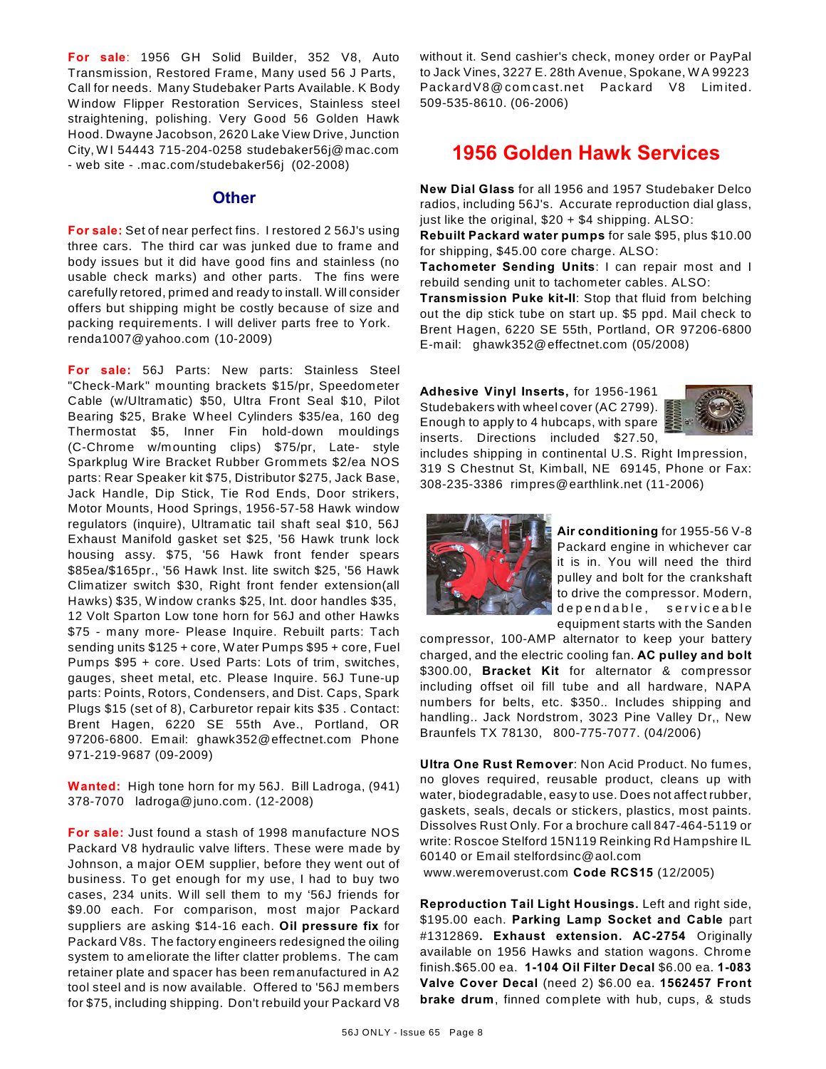**For sale**: 1956 GH Solid Builder, 352 V8, Auto Transmission, Restored Frame, Many used 56 J Parts, Call for needs. Many Studebaker Parts Available. K Body Window Flipper Restoration Services, Stainless steel straightening, polishing. Very Good 56 Golden Hawk Hood. Dwayne Jacobson, 2620 Lake View Drive, Junction City, WI 54443 715-204-0258 studebaker56j@mac.com - web site - .mac.com/studebaker56j (02-2008)

## Other

**For sale:** Set of near perfect fins. I restored 2 56J's using three cars. The third car was junked due to frame and body issues but it did have good fins and stainless (no usable check marks) and other parts. The fins were carefully retored, primed and ready to install. Will consider offers but shipping might be costly because of size and packing requirements. I will deliver parts free to York. renda1007@yahoo.com (10-2009)

**For sale:** 56J Parts: New parts: Stainless Steel "Check-Mark" mounting brackets $15/pr, Speedometer Cable (w/Ultramatic) $50, Ultra Front Seal $10, Pilot Bearing $25, Brake Wheel Cylinders $35/ea, 160 deg Thermostat $5, Inner Fin hold-down mouldings (C-Chrome w/mounting clips) $75/pr, Late- style Sparkplug Wire Bracket Rubber Grommets $2/ea NOS parts: Rear Speaker kit $75, Distributor $275, Jack Base, Jack Handle, Dip Stick, Tie Rod Ends, Door strikers, Motor Mounts, Hood Springs, 1956-57-58 Hawk window regulators (inquire), Ultramatic tail shaft seal $10, 56J Exhaust Manifold gasket set $25, '56 Hawk trunk lock housing assy. $75, '56 Hawk front fender spears $85ea/$165pr., '56 Hawk Inst. lite switch $25, '56 Hawk Climatizer switch $30, Right front fender extension(all Hawks) $35, Window cranks $25, Int. door handles $35, 12 Volt Sparton Low tone horn for 56J and other Hawks $75 - many more- Please Inquire. Rebuilt parts: Tach sending units $125 + core, Water Pumps $95 + core, Fuel Pumps $95 + core. Used Parts: Lots of trim, switches, gauges, sheet metal, etc. Please Inquire. 56J Tune-up parts: Points, Rotors, Condensers, and Dist. Caps, Spark Plugs $15 (set of 8), Carburetor repair kits $35 . Contact: Brent Hagen, 6220 SE 55th Ave., Portland, OR 97206-6800. Email: ghawk352@effectnet.com Phone 971-219-9687 (09-2009)

**Wanted:** High tone horn for my 56J. Bill Ladroga, (941) 378-7070 ladroga@juno.com. (12-2008)

**For sale:** Just found a stash of 1998 manufacture NOS Packard V8 hydraulic valve lifters. These were made by Johnson, a major OEM supplier, before they went out of business. To get enough for my use, I had to buy two cases, 234 units. Will sell them to my '56J friends for $9.00 each. For comparison, most major Packard suppliers are asking $14-16 each. **Oil pressure fix** for Packard V8s. The factory engineers redesigned the oiling system to ameliorate the lifter clatter problems. The cam retainer plate and spacer has been remanufactured in A2 tool steel and is now available. Offered to '56J members for $75, including shipping. Don't rebuild your Packard V8 without it. Send cashier's check, money order or PayPal to Jack Vines, 3227 E. 28th Avenue, Spokane, WA 99223 PackardV8@comcast.net Packard V8 Limited. 509-535-8610. (06-2006)

## 1956 Golden Hawk Services

**New Dial Glass** for all 1956 and 1957 Studebaker Delco radios, including 56J's. Accurate reproduction dial glass, just like the original, $20 + $4 shipping. ALSO:
**Rebuilt Packard water pumps** for sale $95, plus $10.00 for shipping, $45.00 core charge. ALSO:
**Tachometer Sending Units**: I can repair most and I rebuild sending unit to tachometer cables. ALSO:
**Transmission Puke kit-II**: Stop that fluid from belching out the dip stick tube on start up. $5 ppd. Mail check to Brent Hagen, 6220 SE 55th, Portland, OR 97206-6800 E-mail: ghawk352@effectnet.com (05/2008)

**Adhesive Vinyl Inserts,** for 1956-1961 Studebakers with wheel cover (AC 2799). Enough to apply to 4 hubcaps, with spare inserts. Directions included $27.50, includes shipping in continental U.S. Right Impression, 319 S Chestnut St, Kimball, NE 69145, Phone or Fax: 308-235-3386 rimpres@earthlink.net (11-2006)

**Air conditioning** for 1955-56 V-8 Packard engine in whichever car it is in. You will need the third pulley and bolt for the crankshaft to drive the compressor. Modern, dependable, serviceable equipment starts with the Sanden compressor, 100-AMP alternator to keep your battery charged, and the electric cooling fan. **AC pulley and bolt** $300.00, **Bracket Kit** for alternator & compressor including offset oil fill tube and all hardware, NAPA numbers for belts, etc. $350.. Includes shipping and handling.. Jack Nordstrom, 3023 Pine Valley Dr,, New Braunfels TX 78130, 800-775-7077. (04/2006)

**Ultra One Rust Remover**: Non Acid Product. No fumes, no gloves required, reusable product, cleans up with water, biodegradable, easy to use. Does not affect rubber, gaskets, seals, decals or stickers, plastics, most paints. Dissolves Rust Only. For a brochure call 847-464-5119 or write: Roscoe Stelford 15N119 Reinking Rd Hampshire IL 60140 or Email stelfordsinc@aol.com
www.weremoverust.com **Code RCS15** (12/2005)

**Reproduction Tail Light Housings.** Left and right side, $195.00 each. **Parking Lamp Socket and Cable** part #1312869**. Exhaust extension. AC-2754** Originally available on 1956 Hawks and station wagons. Chrome finish.$65.00 ea. **1-104 Oil Filter Decal** $6.00 ea. **1-083 Valve Cover Decal** (need 2) $6.00 ea. **1562457 Front brake drum**, finned complete with hub, cups, & studs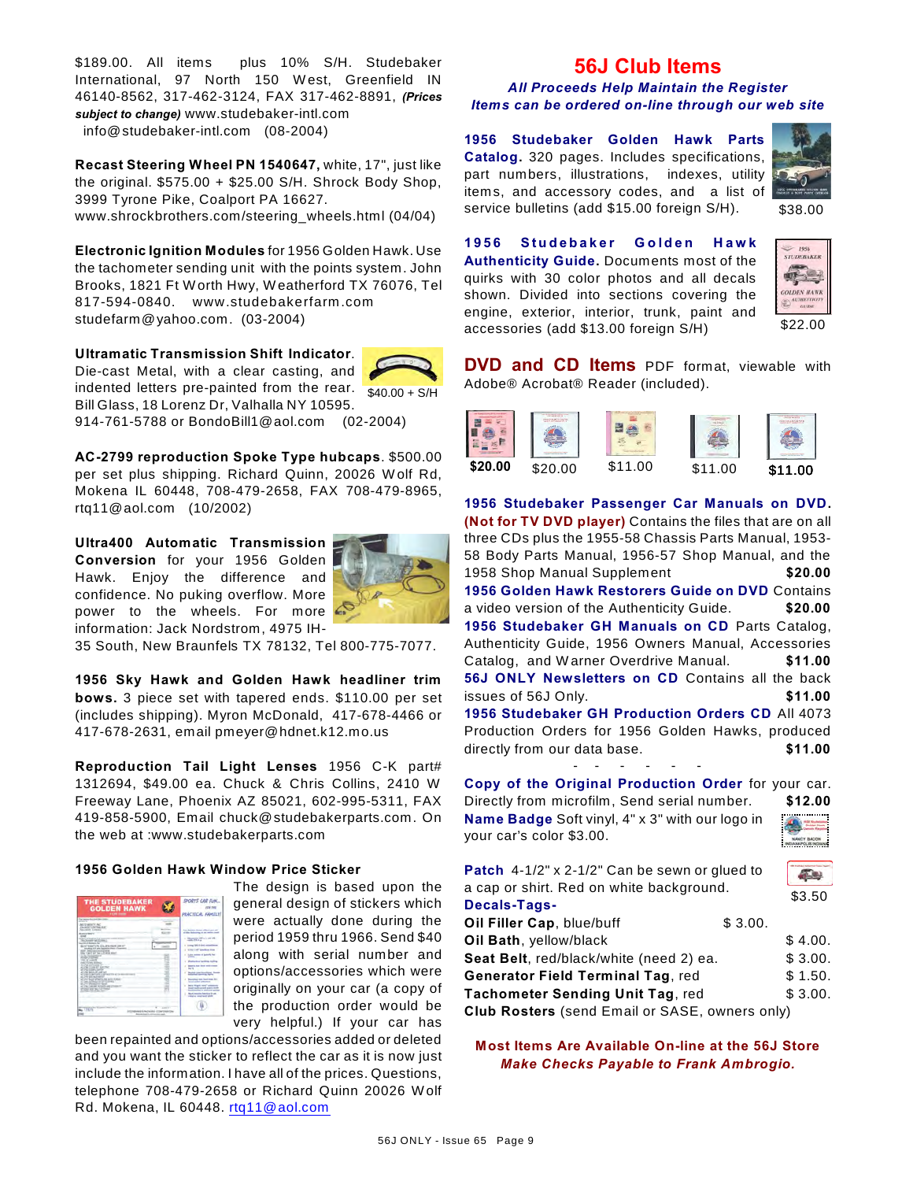$189.00. All items plus 10% S/H. Studebaker International, 97 North 150 West, Greenfield IN 46140-8562, 317-462-3124, FAX 317-462-8891, ***(Prices subject to change)*** www.studebaker-intl.com info@studebaker-intl.com (08-2004)

**Recast Steering Wheel PN 1540647,** white, 17", just like the original. $575.00 + $25.00 S/H. Shrock Body Shop, 3999 Tyrone Pike, Coalport PA 16627. www.shrockbrothers.com/steering_wheels.html (04/04)

**Electronic Ignition Modules** for 1956 Golden Hawk. Use the tachometer sending unit with the points system. John Brooks, 1821 Ft Worth Hwy, Weatherford TX 76076, Tel 817-594-0840. www.studebakerfarm.com studefarm@yahoo.com. (03-2004)

**Ultramatic Transmission Shift Indicator.** Die-cast Metal, with a clear casting, and indented letters pre-painted from the rear. Bill Glass, 18 Lorenz Dr, Valhalla NY 10595. 914-761-5788 or BondoBill1@aol.com (02-2004)

$40.00 + S/H

**AC-2799 reproduction Spoke Type hubcaps**. $500.00 per set plus shipping. Richard Quinn, 20026 Wolf Rd, Mokena IL 60448, 708-479-2658, FAX 708-479-8965, rtq11@aol.com (10/2002)

**Ultra400 Automatic Transmission Conversion** for your 1956 Golden Hawk. Enjoy the difference and confidence. No puking overflow. More power to the wheels. For more information: Jack Nordstrom, 4975 IH-35 South, New Braunfels TX 78132, Tel 800-775-7077.

**1956 Sky Hawk and Golden Hawk headliner trim bows.** 3 piece set with tapered ends. $110.00 per set (includes shipping). Myron McDonald, 417-678-4466 or 417-678-2631, email pmeyer@hdnet.k12.mo.us

**Reproduction Tail Light Lenses** 1956 C-K part# 1312694, $49.00 ea. Chuck & Chris Collins, 2410 W Freeway Lane, Phoenix AZ 85021, 602-995-5311, FAX 419-858-5900, Email chuck@studebakerparts.com. On the web at :www.studebakerparts.com

**1956 Golden Hawk Window Price Sticker**

The design is based upon the general design of stickers which were actually done during the period 1959 thru 1966. Send $40 along with serial number and options/accessories which were originally on your car (a copy of the production order would be very helpful.) If your car has been repainted and options/accessories added or deleted and you want the sticker to reflect the car as it is now just include the information. I have all of the prices. Questions, telephone 708-479-2658 or Richard Quinn 20026 Wolf Rd. Mokena, IL 60448. rtq11@aol.com

## 56J Club Items

***All Proceeds Help Maintain the Register***
***Items can be ordered on-line through our web site***

**1956 Studebaker Golden Hawk Parts Catalog.** 320 pages. Includes specifications, part numbers, illustrations, indexes, utility items, and accessory codes, and a list of service bulletins (add $15.00 foreign S/H). $38.00

**1956 Studebaker Golden Hawk Authenticity Guide.** Documents most of the quirks with 30 color photos and all decals shown. Divided into sections covering the engine, exterior, interior, trunk, paint and accessories (add $13.00 foreign S/H) $22.00

**DVD and CD Items** PDF format, viewable with Adobe® Acrobat® Reader (included).

$20.00 $20.00 $11.00 $11.00 $11.00

**1956 Studebaker Passenger Car Manuals on DVD. (Not for TV DVD player)** Contains the files that are on all three CDs plus the 1955-58 Chassis Parts Manual, 1953-58 Body Parts Manual, 1956-57 Shop Manual, and the 1958 Shop Manual Supplement **$20.00**

**1956 Golden Hawk Restorers Guide on DVD** Contains a video version of the Authenticity Guide. **$20.00**

**1956 Studebaker GH Manuals on CD** Parts Catalog, Authenticity Guide, 1956 Owners Manual, Accessories Catalog, and Warner Overdrive Manual. **$11.00**

**56J ONLY Newsletters on CD** Contains all the back issues of 56J Only. **$11.00**

**1956 Studebaker GH Production Orders CD** All 4073 Production Orders for 1956 Golden Hawks, produced directly from our data base. **$11.00**

\- - - - - -

**Copy of the Original Production Order** for your car. Directly from microfilm, Send serial number. **$12.00**

**Name Badge** Soft vinyl, 4" x 3" with our logo in your car's color $3.00.

**Patch** 4-1/2" x 2-1/2" Can be sewn or glued to a cap or shirt. Red on white background. $3.50

**Decals-Tags-**

| | |
|---|---|
| **Oil Filler Cap**, blue/buff | $ 3.00. |
| **Oil Bath**, yellow/black | $ 4.00. |
| **Seat Belt**, red/black/white (need 2) ea. | $ 3.00. |
| **Generator Field Terminal Tag**, red | $ 1.50. |
| **Tachometer Sending Unit Tag**, red | $ 3.00. |

**Club Rosters** (send Email or SASE, owners only)

**Most Items Are Available On-line at the 56J Store**
***Make Checks Payable to Frank Ambrogio.***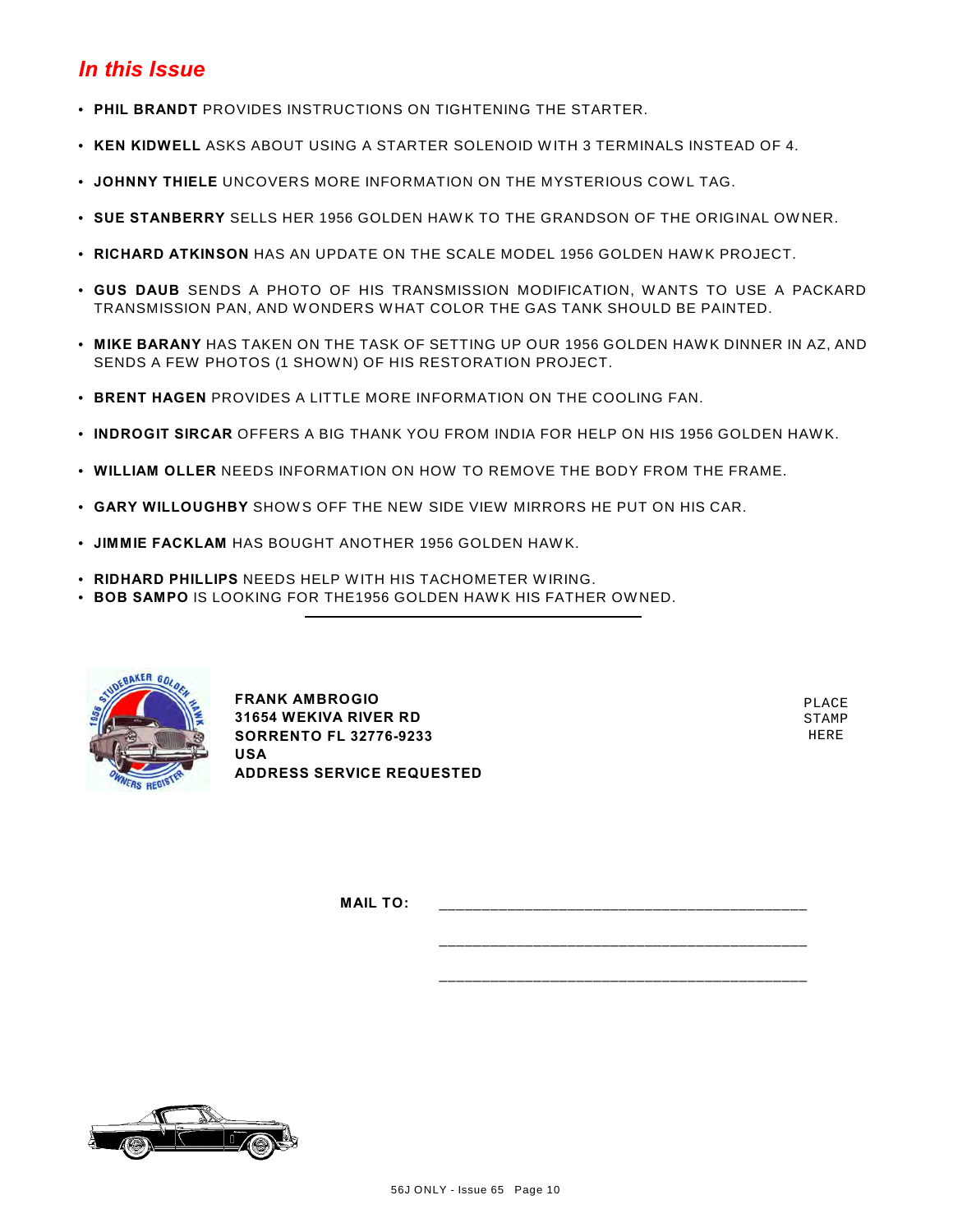## *In this Issue*

- **PHIL BRANDT** PROVIDES INSTRUCTIONS ON TIGHTENING THE STARTER.
- **KEN KIDWELL** ASKS ABOUT USING A STARTER SOLENOID WITH 3 TERMINALS INSTEAD OF 4.
- **JOHNNY THIELE** UNCOVERS MORE INFORMATION ON THE MYSTERIOUS COWL TAG.
- **SUE STANBERRY** SELLS HER 1956 GOLDEN HAWK TO THE GRANDSON OF THE ORIGINAL OWNER.
- **RICHARD ATKINSON** HAS AN UPDATE ON THE SCALE MODEL 1956 GOLDEN HAWK PROJECT.
- **GUS DAUB** SENDS A PHOTO OF HIS TRANSMISSION MODIFICATION, WANTS TO USE A PACKARD TRANSMISSION PAN, AND WONDERS WHAT COLOR THE GAS TANK SHOULD BE PAINTED.
- **MIKE BARANY** HAS TAKEN ON THE TASK OF SETTING UP OUR 1956 GOLDEN HAWK DINNER IN AZ, AND SENDS A FEW PHOTOS (1 SHOWN) OF HIS RESTORATION PROJECT.
- **BRENT HAGEN** PROVIDES A LITTLE MORE INFORMATION ON THE COOLING FAN.
- **INDROGIT SIRCAR** OFFERS A BIG THANK YOU FROM INDIA FOR HELP ON HIS 1956 GOLDEN HAWK.
- **WILLIAM OLLER** NEEDS INFORMATION ON HOW TO REMOVE THE BODY FROM THE FRAME.
- **GARY WILLOUGHBY** SHOWS OFF THE NEW SIDE VIEW MIRRORS HE PUT ON HIS CAR.
- **JIMMIE FACKLAM** HAS BOUGHT ANOTHER 1956 GOLDEN HAWK.
- **RIDHARD PHILLIPS** NEEDS HELP WITH HIS TACHOMETER WIRING.
- **BOB SAMPO** IS LOOKING FOR THE1956 GOLDEN HAWK HIS FATHER OWNED.

---

1956 STUDEBAKER GOLDEN HAWK OWNERS REGISTER

**FRANK AMBROGIO**
**31654 WEKIVA RIVER RD**
**SORRENTO FL 32776-9233**
**USA**
**ADDRESS SERVICE REQUESTED**

PLACE
STAMP
HERE

**MAIL TO:** ________________________________________

________________________________________

________________________________________